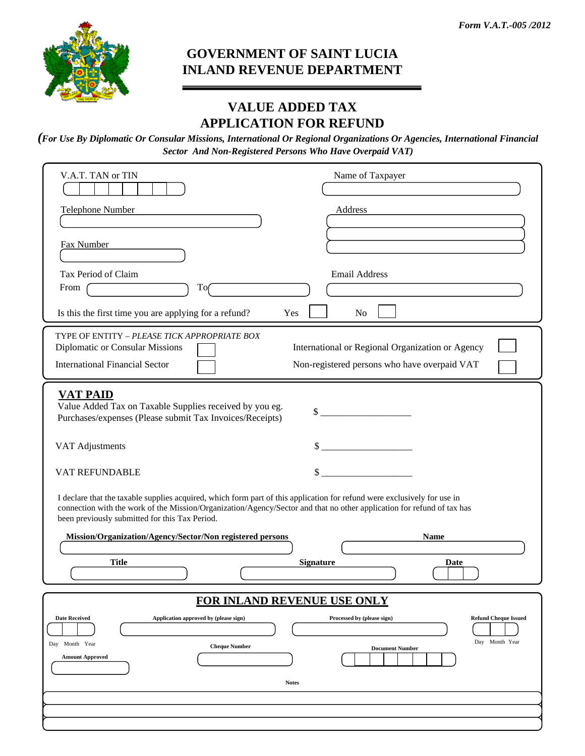*Form V.A.T.-005 /2012*

# GOVERNMENT OF SAINT LUCIA
# INLAND REVENUE DEPARTMENT

## VALUE ADDED TAX
## APPLICATION FOR REFUND

***(For Use By Diplomatic Or Consular Missions, International Or Regional Organizations Or Agencies, International Financial Sector And Non-Registered Persons Who Have Overpaid VAT)***

V.A.T. TAN or TIN

Name of Taxpayer

Telephone Number

Address

Fax Number

Tax Period of Claim

From To

Email Address

Is this the first time you are applying for a refund? Yes ☐ No ☐

TYPE OF ENTITY – *PLEASE TICK APPROPRIATE BOX*

Diplomatic or Consular Missions ☐

International or Regional Organization or Agency ☐

International Financial Sector ☐

Non-registered persons who have overpaid VAT ☐

## VAT PAID

Value Added Tax on Taxable Supplies received by you eg. Purchases/expenses (Please submit Tax Invoices/Receipts) $ ___________________

VAT Adjustments $ ___________________

VAT REFUNDABLE $ ___________________

I declare that the taxable supplies acquired, which form part of this application for refund were exclusively for use in connection with the work of the Mission/Organization/Agency/Sector and that no other application for refund of tax has been previously submitted for this Tax Period.

**Mission/Organization/Agency/Sector/Non registered persons**

**Name**

**Title**

**Signature**

**Date**

## FOR INLAND REVENUE USE ONLY

**Date Received**

Day Month Year

**Application approved by (please sign)**

**Processed by (please sign)**

**Refund Cheque Issued**

Day Month Year

**Amount Approved**

**Cheque Number**

**Document Number**

**Notes**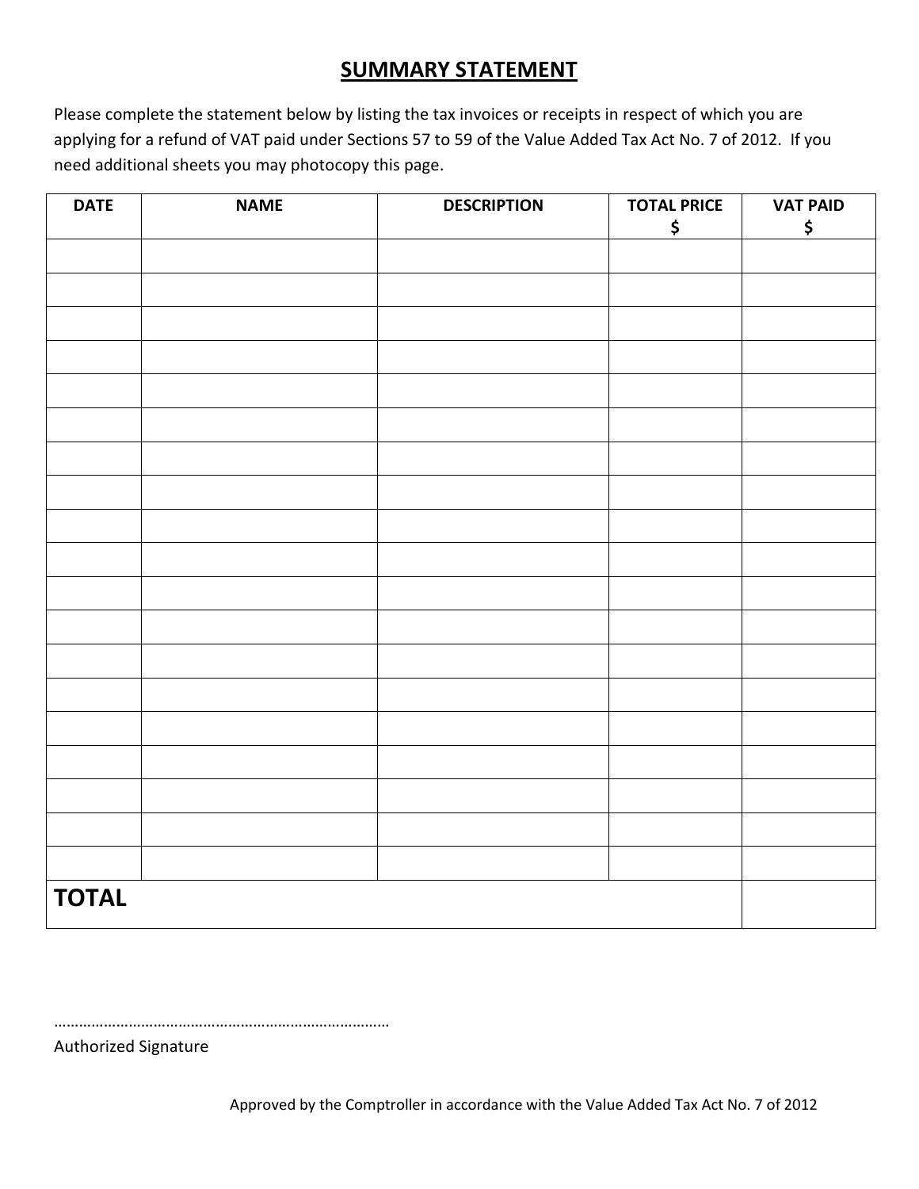## SUMMARY STATEMENT

Please complete the statement below by listing the tax invoices or receipts in respect of which you are applying for a refund of VAT paid under Sections 57 to 59 of the Value Added Tax Act No. 7 of 2012. If you need additional sheets you may photocopy this page.

| DATE | NAME | DESCRIPTION | TOTAL PRICE $ | VAT PAID $ |
|---|---|---|---|---|
| | | | | |
| | | | | |
| | | | | |
| | | | | |
| | | | | |
| | | | | |
| | | | | |
| | | | | |
| | | | | |
| | | | | |
| | | | | |
| | | | | |
| | | | | |
| | | | | |
| | | | | |
| | | | | |
| | | | | |
| | | | | |
| | | | | |
| **TOTAL** | | | | |

………………………………………………………………………

Authorized Signature

Approved by the Comptroller in accordance with the Value Added Tax Act No. 7 of 2012